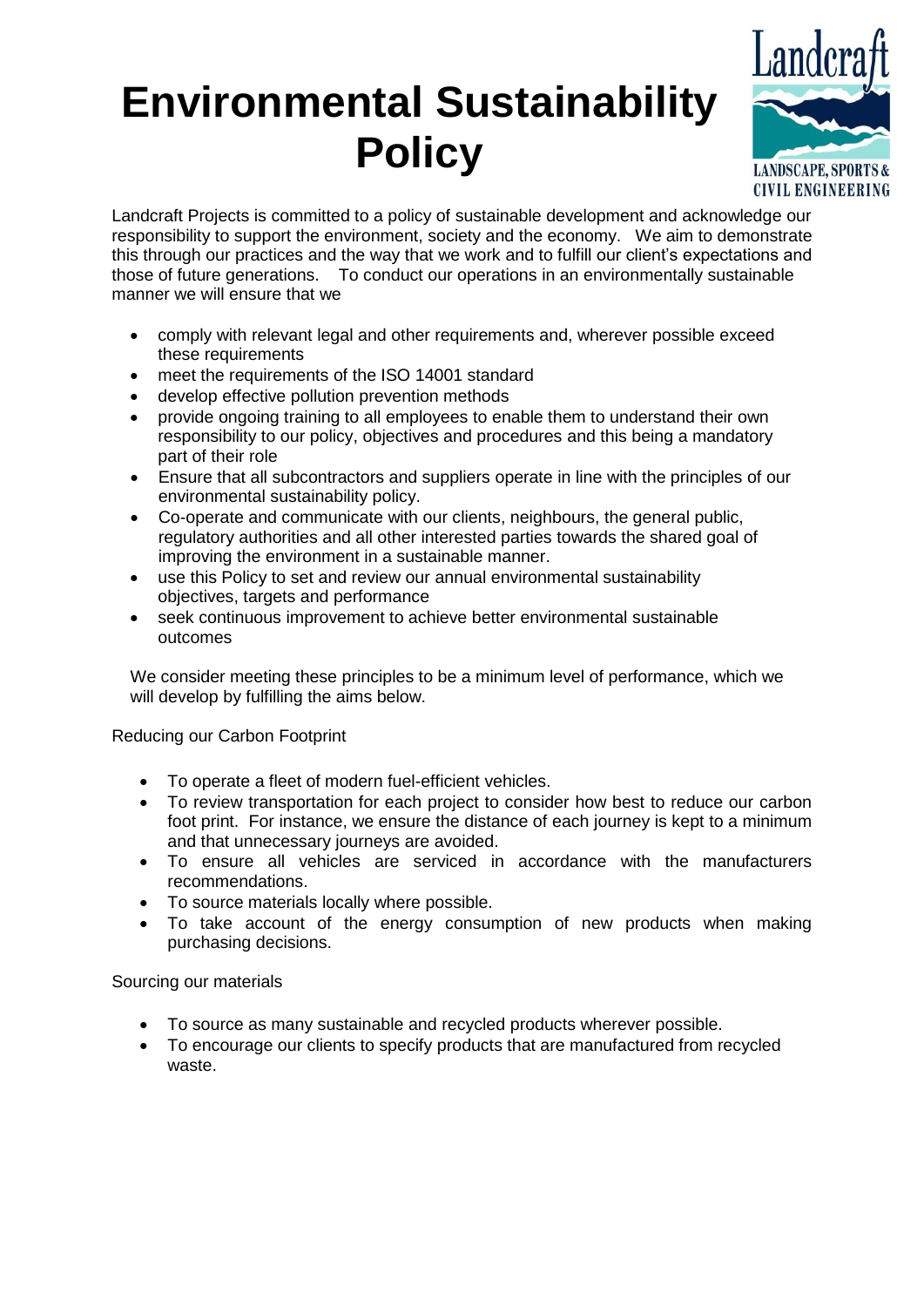# Environmental Sustainability Policy

Landcraft
LANDSCAPE, SPORTS & CIVIL ENGINEERING

Landcraft Projects is committed to a policy of sustainable development and acknowledge our responsibility to support the environment, society and the economy. We aim to demonstrate this through our practices and the way that we work and to fulfill our client's expectations and those of future generations. To conduct our operations in an environmentally sustainable manner we will ensure that we

- comply with relevant legal and other requirements and, wherever possible exceed these requirements
- meet the requirements of the ISO 14001 standard
- develop effective pollution prevention methods
- provide ongoing training to all employees to enable them to understand their own responsibility to our policy, objectives and procedures and this being a mandatory part of their role
- Ensure that all subcontractors and suppliers operate in line with the principles of our environmental sustainability policy.
- Co-operate and communicate with our clients, neighbours, the general public, regulatory authorities and all other interested parties towards the shared goal of improving the environment in a sustainable manner.
- use this Policy to set and review our annual environmental sustainability objectives, targets and performance
- seek continuous improvement to achieve better environmental sustainable outcomes

We consider meeting these principles to be a minimum level of performance, which we will develop by fulfilling the aims below.

Reducing our Carbon Footprint

- To operate a fleet of modern fuel-efficient vehicles.
- To review transportation for each project to consider how best to reduce our carbon foot print. For instance, we ensure the distance of each journey is kept to a minimum and that unnecessary journeys are avoided.
- To ensure all vehicles are serviced in accordance with the manufacturers recommendations.
- To source materials locally where possible.
- To take account of the energy consumption of new products when making purchasing decisions.

Sourcing our materials

- To source as many sustainable and recycled products wherever possible.
- To encourage our clients to specify products that are manufactured from recycled waste.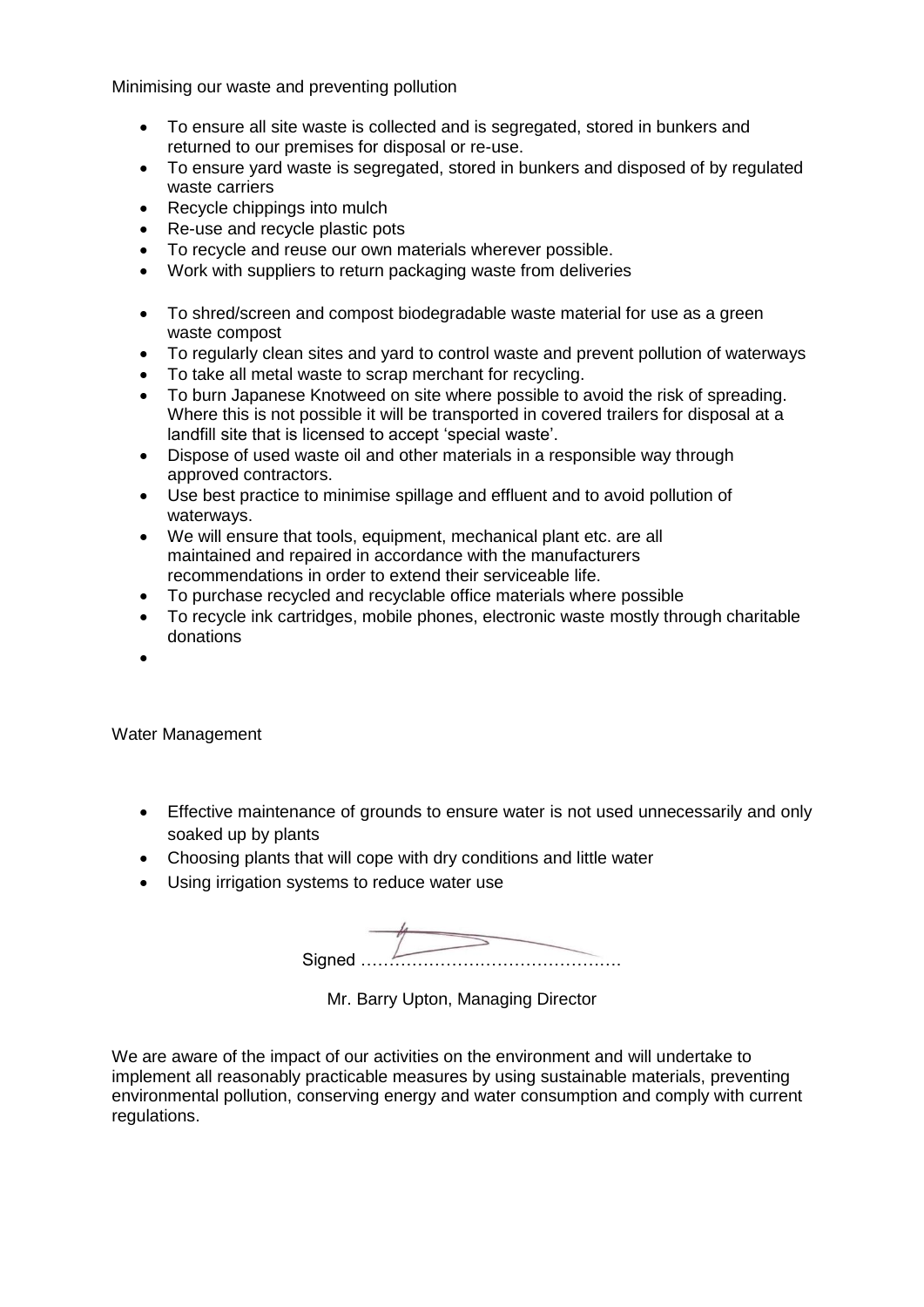Minimising our waste and preventing pollution

- To ensure all site waste is collected and is segregated, stored in bunkers and returned to our premises for disposal or re-use.
- To ensure yard waste is segregated, stored in bunkers and disposed of by regulated waste carriers
- Recycle chippings into mulch
- Re-use and recycle plastic pots
- To recycle and reuse our own materials wherever possible.
- Work with suppliers to return packaging waste from deliveries

- To shred/screen and compost biodegradable waste material for use as a green waste compost
- To regularly clean sites and yard to control waste and prevent pollution of waterways
- To take all metal waste to scrap merchant for recycling.
- To burn Japanese Knotweed on site where possible to avoid the risk of spreading. Where this is not possible it will be transported in covered trailers for disposal at a landfill site that is licensed to accept 'special waste'.
- Dispose of used waste oil and other materials in a responsible way through approved contractors.
- Use best practice to minimise spillage and effluent and to avoid pollution of waterways.
- We will ensure that tools, equipment, mechanical plant etc. are all maintained and repaired in accordance with the manufacturers recommendations in order to extend their serviceable life.
- To purchase recycled and recyclable office materials where possible
- To recycle ink cartridges, mobile phones, electronic waste mostly through charitable donations
- 

Water Management

- Effective maintenance of grounds to ensure water is not used unnecessarily and only soaked up by plants
- Choosing plants that will cope with dry conditions and little water
- Using irrigation systems to reduce water use

Signed ……………………………………….

Mr. Barry Upton, Managing Director

We are aware of the impact of our activities on the environment and will undertake to implement all reasonably practicable measures by using sustainable materials, preventing environmental pollution, conserving energy and water consumption and comply with current regulations.